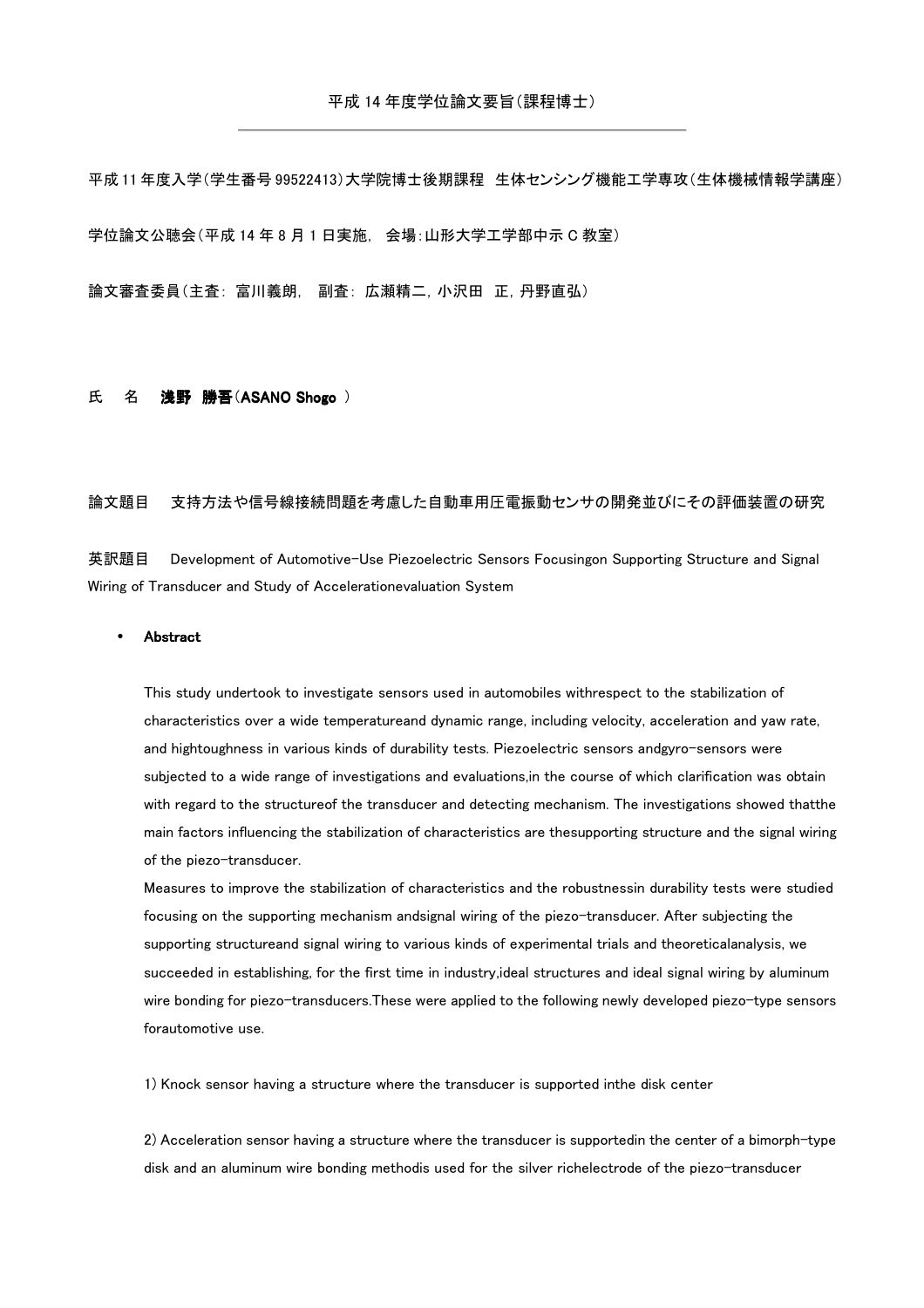平成 14 年度学位論文要旨(課程博士)

---

平成 11 年度入学(学生番号 99522413)大学院博士後期課程　生体センシング機能工学専攻(生体機械情報学講座)

学位論文公聴会(平成 14 年 8 月 1 日実施,　会場:山形大学工学部中示 C 教室)

論文審査委員(主査:　富川義朗,　副査:　広瀬精二, 小沢田　正, 丹野直弘)

氏　名　**淺野　勝吾(ASANO Shogo )**

論文題目　支持方法や信号線接続問題を考慮した自動車用圧電振動センサの開発並びにその評価装置の研究

英訳題目　Development of Automotive-Use Piezoelectric Sensors Focusingon Supporting Structure and Signal Wiring of Transducer and Study of Accelerationevaluation System

- **Abstract**

This study undertook to investigate sensors used in automobiles withrespect to the stabilization of characteristics over a wide temperatureand dynamic range, including velocity, acceleration and yaw rate, and hightoughness in various kinds of durability tests. Piezoelectric sensors andgyro-sensors were subjected to a wide range of investigations and evaluations,in the course of which clarification was obtain with regard to the structureof the transducer and detecting mechanism. The investigations showed thatthe main factors influencing the stabilization of characteristics are thesupporting structure and the signal wiring of the piezo-transducer.
Measures to improve the stabilization of characteristics and the robustnessin durability tests were studied focusing on the supporting mechanism andsignal wiring of the piezo-transducer. After subjecting the supporting structureand signal wiring to various kinds of experimental trials and theoreticalanalysis, we succeeded in establishing, for the first time in industry,ideal structures and ideal signal wiring by aluminum wire bonding for piezo-transducers.These were applied to the following newly developed piezo-type sensors forautomotive use.

1) Knock sensor having a structure where the transducer is supported inthe disk center

2) Acceleration sensor having a structure where the transducer is supportedin the center of a bimorph-type disk and an aluminum wire bonding methodis used for the silver richelectrode of the piezo-transducer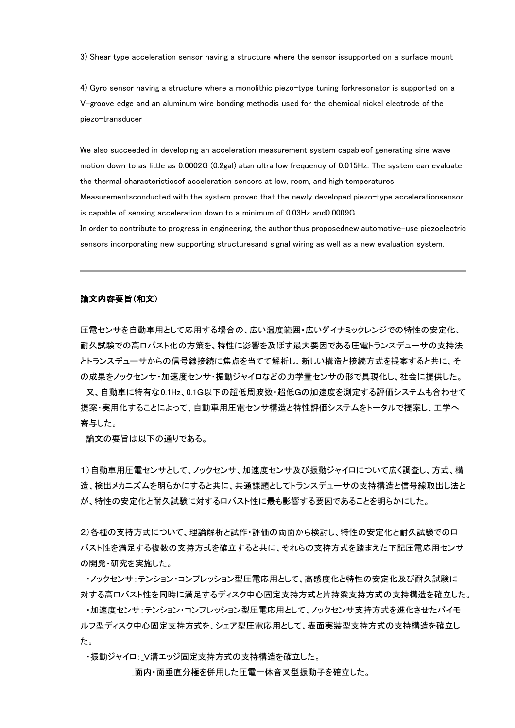3) Shear type acceleration sensor having a structure where the sensor issupported on a surface mount

4) Gyro sensor having a structure where a monolithic piezo-type tuning forkresonator is supported on a V-groove edge and an aluminum wire bonding methodis used for the chemical nickel electrode of the piezo-transducer

We also succeeded in developing an acceleration measurement system capableof generating sine wave motion down to as little as 0.0002G (0.2gal) atan ultra low frequency of 0.015Hz. The system can evaluate the thermal characteristicsof acceleration sensors at low, room, and high temperatures. Measurementsconducted with the system proved that the newly developed piezo-type accelerationsensor is capable of sensing acceleration down to a minimum of 0.03Hz and0.0009G.
In order to contribute to progress in engineering, the author thus proposednew automotive-use piezoelectric sensors incorporating new supporting structuresand signal wiring as well as a new evaluation system.

---

**論文内容要旨(和文)**

圧電センサを自動車用として応用する場合の、広い温度範囲・広いダイナミックレンジでの特性の安定化、耐久試験での高ロバスト化の方策を、特性に影響を及ぼす最大要因である圧電トランスデューサの支持法とトランスデューサからの信号線接続に焦点を当てて解析し、新しい構造と接続方式を提案すると共に、その成果をノックセンサ・加速度センサ・振動ジャイロなどの力学量センサの形で具現化し、社会に提供した。
又、自動車に特有な0.1Hz、0.1G以下の超低周波数・超低Gの加速度を測定する評価システムも合わせて提案・実用化することによって、自動車用圧電センサ構造と特性評価システムをトータルで提案し、工学へ寄与した。
論文の要旨は以下の通りである。

1)自動車用圧電センサとして、ノックセンサ、加速度センサ及び振動ジャイロについて広く調査し、方式、構造、検出メカニズムを明らかにすると共に、共通課題としてトランスデューサの支持構造と信号線取出し法とが、特性の安定化と耐久試験に対するロバスト性に最も影響する要因であることを明らかにした。

2)各種の支持方式について、理論解析と試作・評価の両面から検討し、特性の安定化と耐久試験でのロバスト性を満足する複数の支持方式を確立すると共に、それらの支持方式を踏まえた下記圧電応用センサの開発・研究を実施した。
・ノックセンサ:テンション・コンプレッション型圧電応用として、高感度化と特性の安定化及び耐久試験に対する高ロバスト性を同時に満足するディスク中心固定支持方式と片持梁支持方式の支持構造を確立した。
・加速度センサ:テンション・コンプレッション型圧電応用として、ノックセンサ支持方式を進化させたバイモルフ型ディスク中心固定支持方式を、シェア型圧電応用として、表面実装型支持方式の支持構造を確立した。
・振動ジャイロ:_V溝エッジ固定支持方式の支持構造を確立した。
_面内・面垂直分極を併用した圧電一体音叉型振動子を確立した。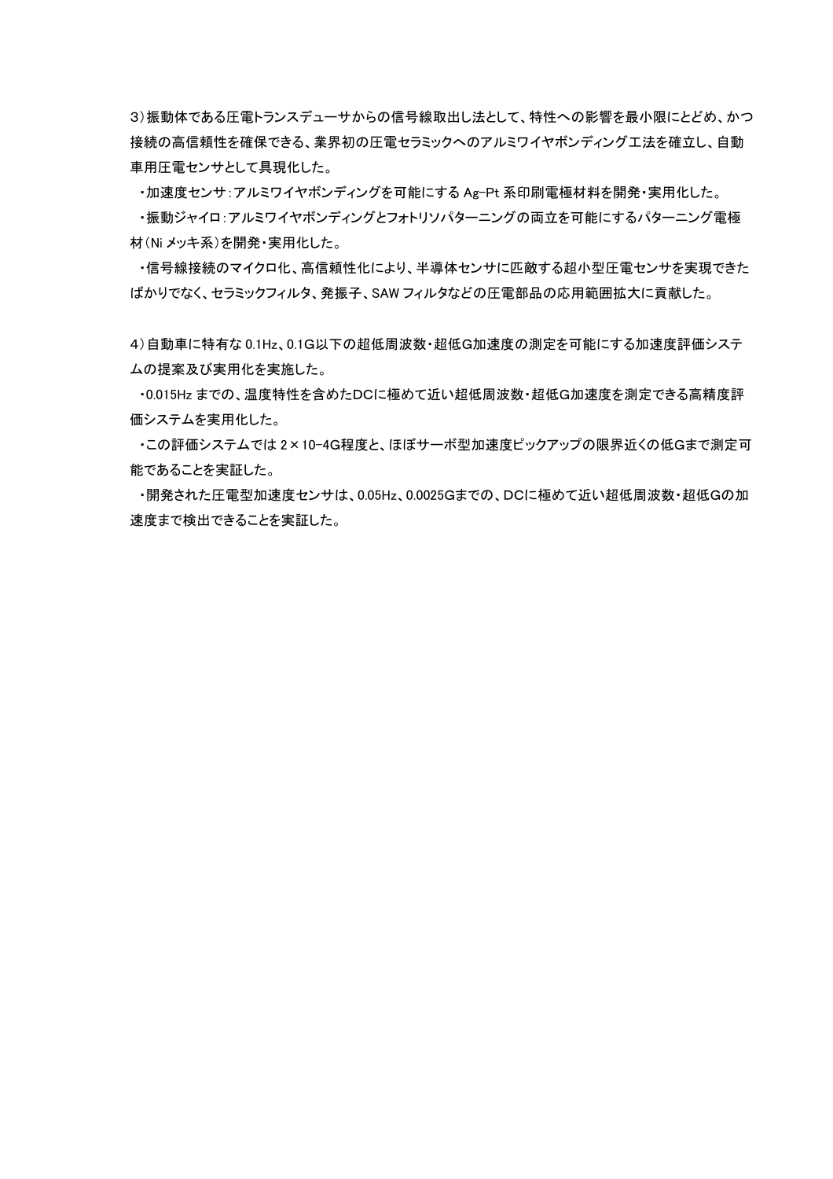3）振動体である圧電トランスデューサからの信号線取出し法として、特性への影響を最小限にとどめ、かつ接続の高信頼性を確保できる、業界初の圧電セラミックへのアルミワイヤボンディング工法を確立し、自動車用圧電センサとして具現化した。

・加速度センサ：アルミワイヤボンディングを可能にする Ag−Pt 系印刷電極材料を開発・実用化した。

・振動ジャイロ：アルミワイヤボンディングとフォトリソパターニングの両立を可能にするパターニング電極材（Ni メッキ系）を開発・実用化した。

・信号線接続のマイクロ化、高信頼性化により、半導体センサに匹敵する超小型圧電センサを実現できたばかりでなく、セラミックフィルタ、発振子、SAW フィルタなどの圧電部品の応用範囲拡大に貢献した。

4）自動車に特有な 0.1Hz、0.1G以下の超低周波数・超低G加速度の測定を可能にする加速度評価システムの提案及び実用化を実施した。

・0.015Hz までの、温度特性を含めたDCに極めて近い超低周波数・超低G加速度を測定できる高精度評価システムを実用化した。

・この評価システムでは $2 \times 10^{-4}$G程度と、ほぼサーボ型加速度ピックアップの限界近くの低Gまで測定可能であることを実証した。

・開発された圧電型加速度センサは、0.05Hz、0.0025Gまでの、DCに極めて近い超低周波数・超低Gの加速度まで検出できることを実証した。